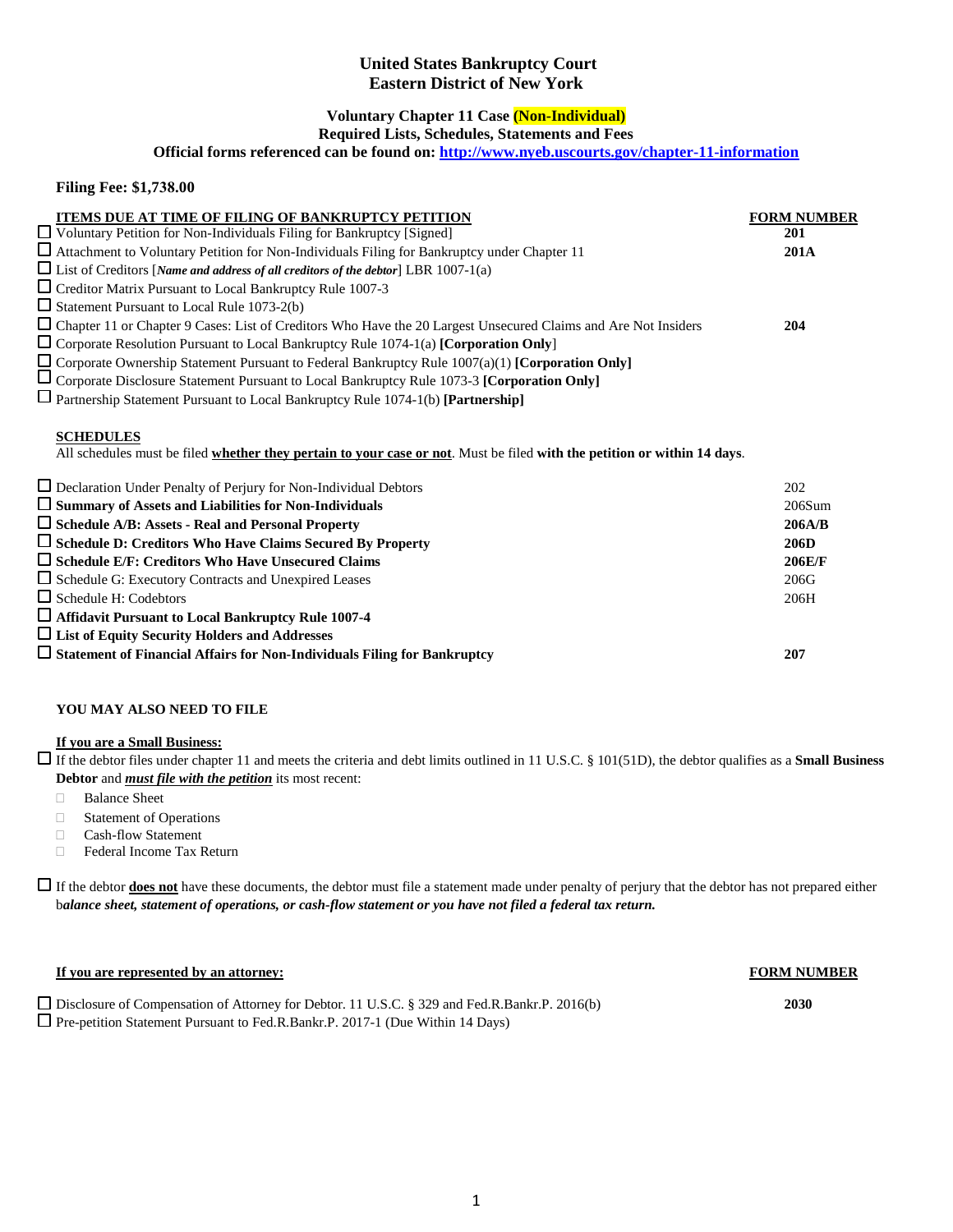# United States Bankruptcy Court
# Eastern District of New York

### Voluntary Chapter 11 Case **(Non-Individual)**
### Required Lists, Schedules, Statements and Fees
### Official forms referenced can be found on: [http://www.nyeb.uscourts.gov/chapter-11-information](http://www.nyeb.uscourts.gov/chapter-11-information)

**Filing Fee: $1,738.00**

| ITEMS DUE AT TIME OF FILING OF BANKRUPTCY PETITION | FORM NUMBER |
| --- | --- |
| ☐ Voluntary Petition for Non-Individuals Filing for Bankruptcy [Signed] | **201** |
| ☐ Attachment to Voluntary Petition for Non-Individuals Filing for Bankruptcy under Chapter 11 | **201A** |
| ☐ List of Creditors [***Name and address of all creditors of the debtor***] LBR 1007-1(a) | |
| ☐ Creditor Matrix Pursuant to Local Bankruptcy Rule 1007-3 | |
| ☐ Statement Pursuant to Local Rule 1073-2(b) | |
| ☐ Chapter 11 or Chapter 9 Cases: List of Creditors Who Have the 20 Largest Unsecured Claims and Are Not Insiders | **204** |
| ☐ Corporate Resolution Pursuant to Local Bankruptcy Rule 1074-1(a) **[Corporation Only**] | |
| ☐ Corporate Ownership Statement Pursuant to Federal Bankruptcy Rule 1007(a)(1) **[Corporation Only]** | |
| ☐ Corporate Disclosure Statement Pursuant to Local Bankruptcy Rule 1073-3 **[Corporation Only]** | |
| ☐ Partnership Statement Pursuant to Local Bankruptcy Rule 1074-1(b) **[Partnership]** | |

**SCHEDULES**

All schedules must be filed **whether they pertain to your case or not**. Must be filed **with the petition or within 14 days**.

| | |
| --- | --- |
| ☐ Declaration Under Penalty of Perjury for Non-Individual Debtors | 202 |
| ☐ **Summary of Assets and Liabilities for Non-Individuals** | 206Sum |
| ☐ **Schedule A/B: Assets - Real and Personal Property** | **206A/B** |
| ☐ **Schedule D: Creditors Who Have Claims Secured By Property** | **206D** |
| ☐ **Schedule E/F: Creditors Who Have Unsecured Claims** | **206E/F** |
| ☐ Schedule G: Executory Contracts and Unexpired Leases | 206G |
| ☐ Schedule H: Codebtors | 206H |
| ☐ **Affidavit Pursuant to Local Bankruptcy Rule 1007-4** | |
| ☐ **List of Equity Security Holders and Addresses** | |
| ☐ **Statement of Financial Affairs for Non-Individuals Filing for Bankruptcy** | **207** |

**YOU MAY ALSO NEED TO FILE**

**If you are a Small Business:**

☐ If the debtor files under chapter 11 and meets the criteria and debt limits outlined in 11 U.S.C. § 101(51D), the debtor qualifies as a **Small Business Debtor** and ***must file with the petition*** its most recent:

- ☐ Balance Sheet
- ☐ Statement of Operations
- ☐ Cash-flow Statement
- ☐ Federal Income Tax Return

☐ If the debtor **does not** have these documents, the debtor must file a statement made under penalty of perjury that the debtor has not prepared either b***alance sheet, statement of operations, or cash-flow statement or you have not filed a federal tax return.***

| If you are represented by an attorney: | FORM NUMBER |
| --- | --- |
| ☐ Disclosure of Compensation of Attorney for Debtor. 11 U.S.C. § 329 and Fed.R.Bankr.P. 2016(b) | **2030** |
| ☐ Pre-petition Statement Pursuant to Fed.R.Bankr.P. 2017-1 (Due Within 14 Days) | |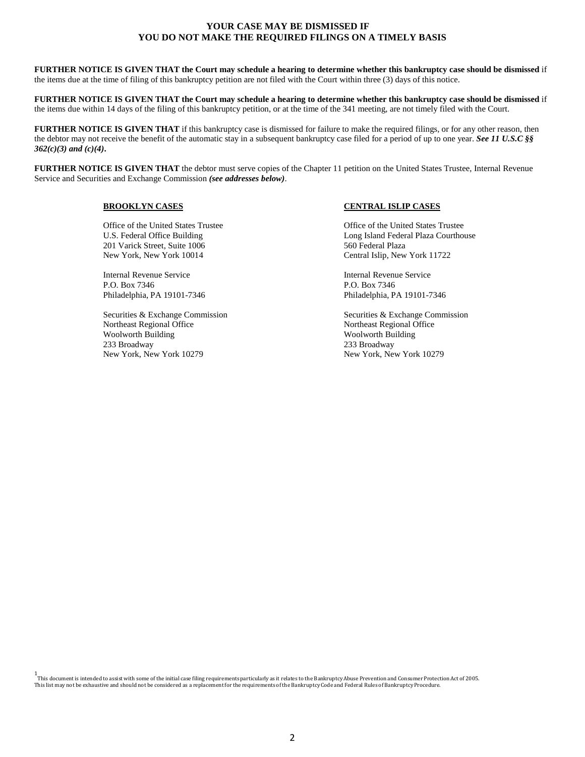**YOUR CASE MAY BE DISMISSED IF**
**YOU DO NOT MAKE THE REQUIRED FILINGS ON A TIMELY BASIS**

**FURTHER NOTICE IS GIVEN THAT the Court may schedule a hearing to determine whether this bankruptcy case should be dismissed** if the items due at the time of filing of this bankruptcy petition are not filed with the Court within three (3) days of this notice.

**FURTHER NOTICE IS GIVEN THAT the Court may schedule a hearing to determine whether this bankruptcy case should be dismissed** if the items due within 14 days of the filing of this bankruptcy petition, or at the time of the 341 meeting, are not timely filed with the Court.

**FURTHER NOTICE IS GIVEN THAT** if this bankruptcy case is dismissed for failure to make the required filings, or for any other reason, then the debtor may not receive the benefit of the automatic stay in a subsequent bankruptcy case filed for a period of up to one year. ***See 11 U.S.C §§ 362(c)(3) and (c)(4).***

**FURTHER NOTICE IS GIVEN THAT** the debtor must serve copies of the Chapter 11 petition on the United States Trustee, Internal Revenue Service and Securities and Exchange Commission ***(see addresses below)***.

**BROOKLYN CASES**

Office of the United States Trustee
U.S. Federal Office Building
201 Varick Street, Suite 1006
New York, New York 10014

Internal Revenue Service
P.O. Box 7346
Philadelphia, PA 19101-7346

Securities & Exchange Commission
Northeast Regional Office
Woolworth Building
233 Broadway
New York, New York 10279

**CENTRAL ISLIP CASES**

Office of the United States Trustee
Long Island Federal Plaza Courthouse
560 Federal Plaza
Central Islip, New York 11722

Internal Revenue Service
P.O. Box 7346
Philadelphia, PA 19101-7346

Securities & Exchange Commission
Northeast Regional Office
Woolworth Building
233 Broadway
New York, New York 10279

[1] This document is intended to assist with some of the initial case filing requirements particularly as it relates to the Bankruptcy Abuse Prevention and Consumer Protection Act of 2005. This list may not be exhaustive and should not be considered as a replacement for the requirements of the Bankruptcy Code and Federal Rules of Bankruptcy Procedure.